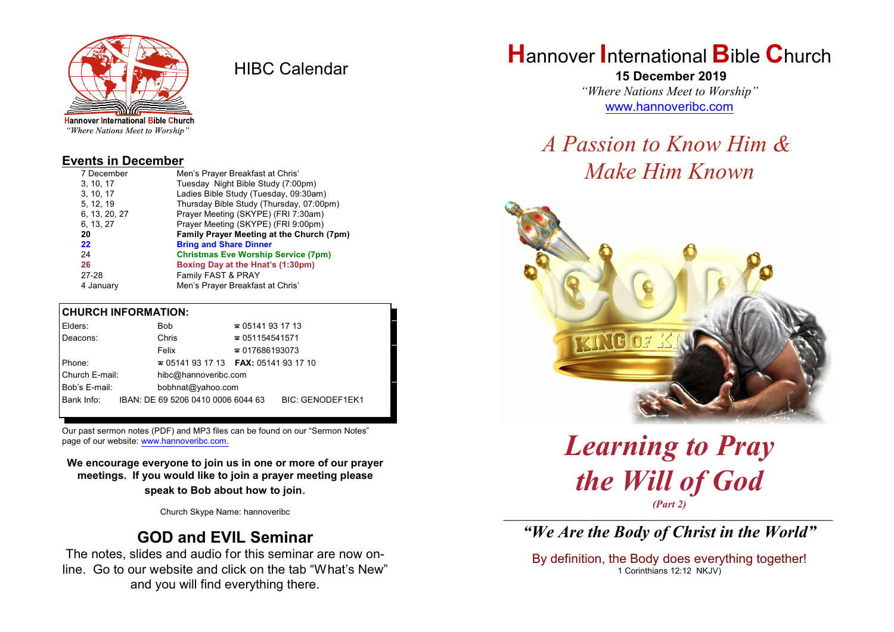Hannover International Bible Church
*"Where Nations Meet to Worship"*

# HIBC Calendar

## Events in December

| | |
|---|---|
| 7 December | Men's Prayer Breakfast at Chris' |
| 3, 10, 17 | Tuesday Night Bible Study (7:00pm) |
| 3, 10, 17 | Ladies Bible Study (Tuesday, 09:30am) |
| 5, 12, 19 | Thursday Bible Study (Thursday, 07:00pm) |
| 6, 13, 20, 27 | Prayer Meeting (SKYPE) (FRI 7:30am) |
| 6, 13, 27 | Prayer Meeting (SKYPE) (FRI 9:00pm) |
| **20** | **Family Prayer Meeting at the Church (7pm)** |
| **22** | **Bring and Share Dinner** |
| 24 | **Christmas Eve Worship Service (7pm)** |
| **26** | **Boxing Day at the Hnat's (1:30pm)** |
| 27-28 | Family FAST & PRAY |
| 4 January | Men's Prayer Breakfast at Chris' |

### CHURCH INFORMATION:

| | | |
|---|---|---|
| Elders: | Bob | ☎ 05141 93 17 13 |
| Deacons: | Chris | ☎ 051154541571 |
| | Felix | ☎ 017686193073 |
| Phone: | ☎ 05141 93 17 13 | **FAX:** 05141 93 17 10 |
| Church E-mail: | hibc@hannoveribc.com | |
| Bob's E-mail: | bobhnat@yahoo.com | |
| Bank Info: | IBAN: DE 69 5206 0410 0006 6044 63 | BIC: GENODEF1EK1 |

Our past sermon notes (PDF) and MP3 files can be found on our "Sermon Notes" page of our website: www.hannoveribc.com.

**We encourage everyone to join us in one or more of our prayer meetings. If you would like to join a prayer meeting please speak to Bob about how to join.**

Church Skype Name: hannoveribc

## GOD and EVIL Seminar

The notes, slides and audio for this seminar are now on-line. Go to our website and click on the tab "What's New" and you will find everything there.

# Hannover International Bible Church

**15 December 2019**

*"Where Nations Meet to Worship"*

www.hannoveribc.com

*A Passion to Know Him & Make Him Known*

# *Learning to Pray the Will of God*

*(Part 2)*

---

***"We Are the Body of Christ in the World"***

By definition, the Body does everything together!
1 Corinthians 12:12 NKJV)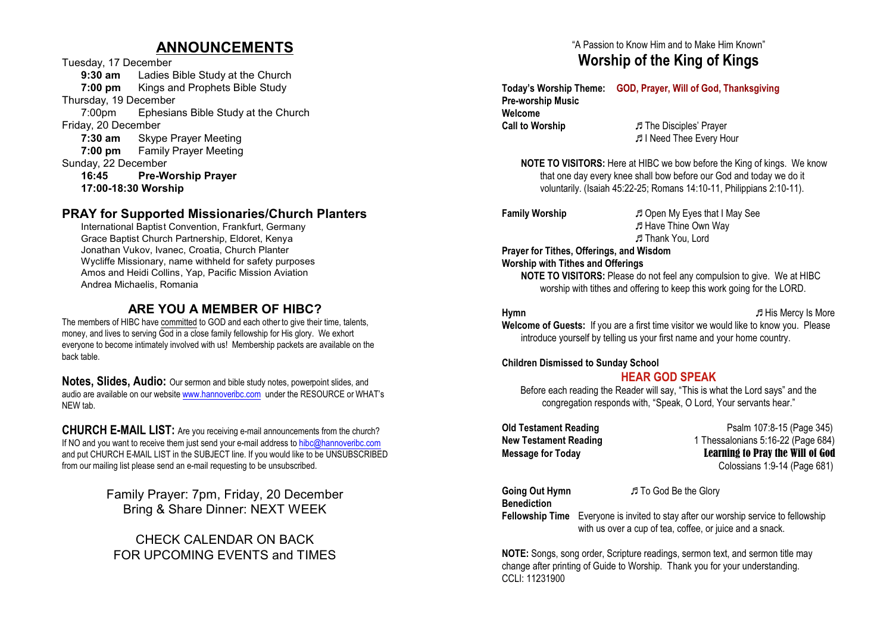# ANNOUNCEMENTS

Tuesday, 17 December
- **9:30 am** Ladies Bible Study at the Church
- **7:00 pm** Kings and Prophets Bible Study

Thursday, 19 December
- 7:00pm Ephesians Bible Study at the Church

Friday, 20 December
- **7:30 am** Skype Prayer Meeting
- **7:00 pm** Family Prayer Meeting

Sunday, 22 December
- **16:45 Pre-Worship Prayer**
- **17:00-18:30 Worship**

## PRAY for Supported Missionaries/Church Planters

International Baptist Convention, Frankfurt, Germany
Grace Baptist Church Partnership, Eldoret, Kenya
Jonathan Vukov, Ivanec, Croatia, Church Planter
Wycliffe Missionary, name withheld for safety purposes
Amos and Heidi Collins, Yap, Pacific Mission Aviation
Andrea Michaelis, Romania

## ARE YOU A MEMBER OF HIBC?

The members of HIBC have committed to GOD and each other to give their time, talents, money, and lives to serving God in a close family fellowship for His glory. We exhort everyone to become intimately involved with us! Membership packets are available on the back table.

**Notes, Slides, Audio:** Our sermon and bible study notes, powerpoint slides, and audio are available on our website www.hannoveribc.com under the RESOURCE or WHAT's NEW tab.

**CHURCH E-MAIL LIST:** Are you receiving e-mail announcements from the church? If NO and you want to receive them just send your e-mail address to hibc@hannoveribc.com and put CHURCH E-MAIL LIST in the SUBJECT line. If you would like to be UNSUBSCRIBED from our mailing list please send an e-mail requesting to be unsubscribed.

Family Prayer: 7pm, Friday, 20 December
Bring & Share Dinner: NEXT WEEK

CHECK CALENDAR ON BACK
FOR UPCOMING EVENTS and TIMES

"A Passion to Know Him and to Make Him Known"

# Worship of the King of Kings

**Today's Worship Theme:** **GOD, Prayer, Will of God, Thanksgiving**

**Pre-worship Music**

**Welcome**

**Call to Worship** ♫ The Disciples' Prayer
♫ I Need Thee Every Hour

**NOTE TO VISITORS:** Here at HIBC we bow before the King of kings. We know that one day every knee shall bow before our God and today we do it voluntarily. (Isaiah 45:22-25; Romans 14:10-11, Philippians 2:10-11).

**Family Worship** ♫ Open My Eyes that I May See
♫ Have Thine Own Way
♫ Thank You, Lord

**Prayer for Tithes, Offerings, and Wisdom**

**Worship with Tithes and Offerings**

**NOTE TO VISITORS:** Please do not feel any compulsion to give. We at HIBC worship with tithes and offering to keep this work going for the LORD.

**Hymn** ♫ His Mercy Is More

**Welcome of Guests:** If you are a first time visitor we would like to know you. Please introduce yourself by telling us your first name and your home country.

**Children Dismissed to Sunday School**

## HEAR GOD SPEAK

Before each reading the Reader will say, "This is what the Lord says" and the congregation responds with, "Speak, O Lord, Your servants hear."

**Old Testament Reading** Psalm 107:8-15 (Page 345)

**New Testament Reading** 1 Thessalonians 5:16-22 (Page 684)

**Message for Today** **Learning to Pray the Will of God**
Colossians 1:9-14 (Page 681)

**Going Out Hymn** ♫ To God Be the Glory

**Benediction**

**Fellowship Time** Everyone is invited to stay after our worship service to fellowship with us over a cup of tea, coffee, or juice and a snack.

**NOTE:** Songs, song order, Scripture readings, sermon text, and sermon title may change after printing of Guide to Worship. Thank you for your understanding.
CCLI: 11231900